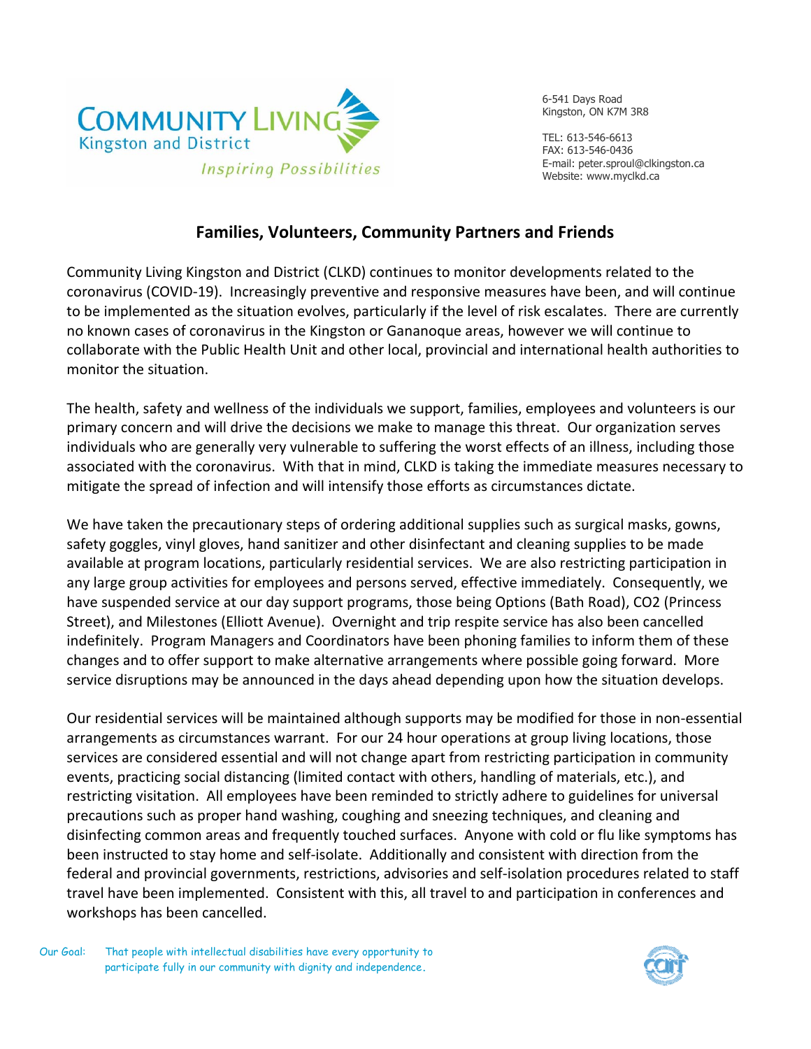**Community Living Kingston and District**
*Inspiring Possibilities*

6-541 Days Road
Kingston, ON K7M 3R8

TEL: 613-546-6613
FAX: 613-546-0436
E-mail: peter.sproul@clkingston.ca
Website: www.myclkd.ca

## Families, Volunteers, Community Partners and Friends

Community Living Kingston and District (CLKD) continues to monitor developments related to the coronavirus (COVID-19). Increasingly preventive and responsive measures have been, and will continue to be implemented as the situation evolves, particularly if the level of risk escalates. There are currently no known cases of coronavirus in the Kingston or Gananoque areas, however we will continue to collaborate with the Public Health Unit and other local, provincial and international health authorities to monitor the situation.

The health, safety and wellness of the individuals we support, families, employees and volunteers is our primary concern and will drive the decisions we make to manage this threat. Our organization serves individuals who are generally very vulnerable to suffering the worst effects of an illness, including those associated with the coronavirus. With that in mind, CLKD is taking the immediate measures necessary to mitigate the spread of infection and will intensify those efforts as circumstances dictate.

We have taken the precautionary steps of ordering additional supplies such as surgical masks, gowns, safety goggles, vinyl gloves, hand sanitizer and other disinfectant and cleaning supplies to be made available at program locations, particularly residential services. We are also restricting participation in any large group activities for employees and persons served, effective immediately. Consequently, we have suspended service at our day support programs, those being Options (Bath Road), CO2 (Princess Street), and Milestones (Elliott Avenue). Overnight and trip respite service has also been cancelled indefinitely. Program Managers and Coordinators have been phoning families to inform them of these changes and to offer support to make alternative arrangements where possible going forward. More service disruptions may be announced in the days ahead depending upon how the situation develops.

Our residential services will be maintained although supports may be modified for those in non-essential arrangements as circumstances warrant. For our 24 hour operations at group living locations, those services are considered essential and will not change apart from restricting participation in community events, practicing social distancing (limited contact with others, handling of materials, etc.), and restricting visitation. All employees have been reminded to strictly adhere to guidelines for universal precautions such as proper hand washing, coughing and sneezing techniques, and cleaning and disinfecting common areas and frequently touched surfaces. Anyone with cold or flu like symptoms has been instructed to stay home and self-isolate. Additionally and consistent with direction from the federal and provincial governments, restrictions, advisories and self-isolation procedures related to staff travel have been implemented. Consistent with this, all travel to and participation in conferences and workshops has been cancelled.

Our Goal: That people with intellectual disabilities have every opportunity to participate fully in our community with dignity and independence.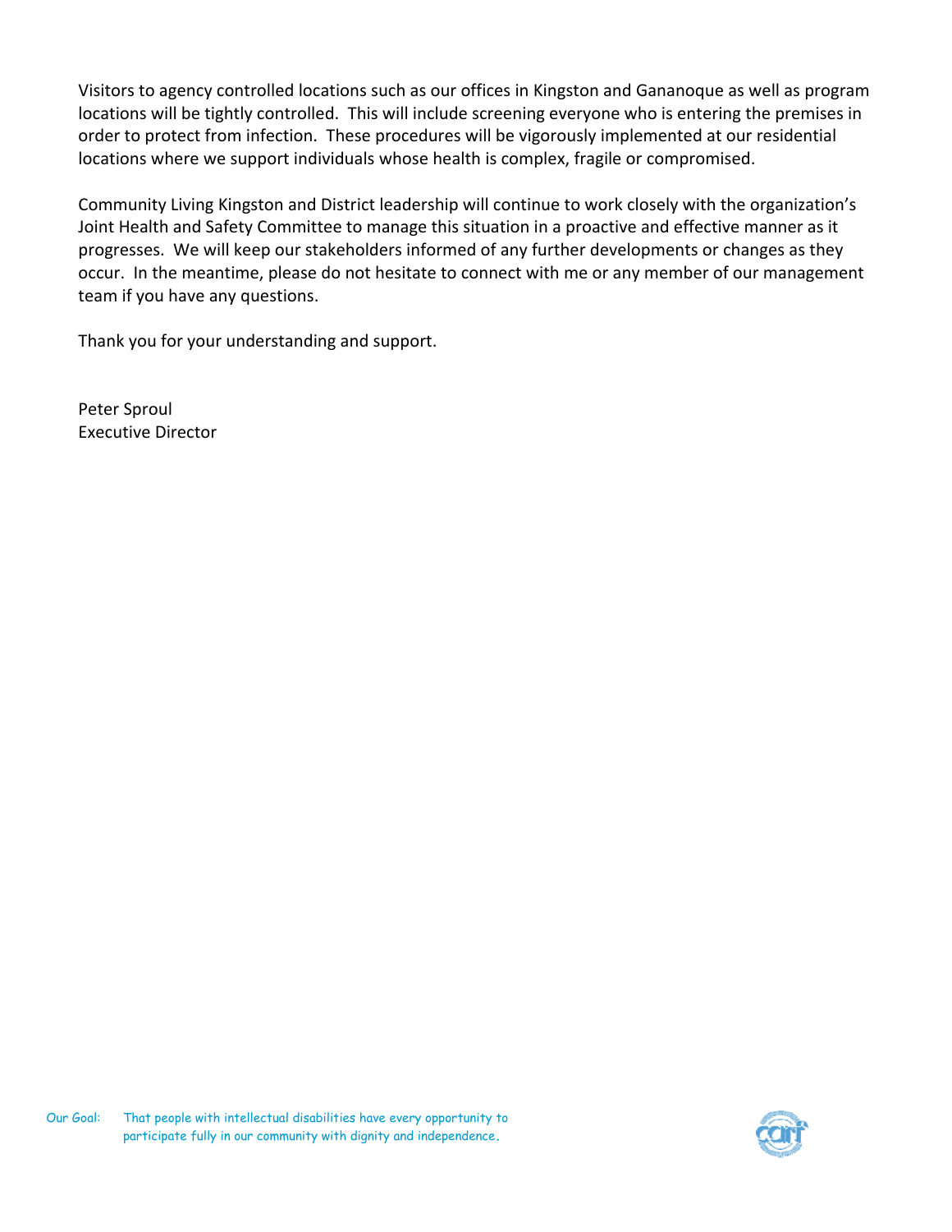Visitors to agency controlled locations such as our offices in Kingston and Gananoque as well as program locations will be tightly controlled. This will include screening everyone who is entering the premises in order to protect from infection. These procedures will be vigorously implemented at our residential locations where we support individuals whose health is complex, fragile or compromised.

Community Living Kingston and District leadership will continue to work closely with the organization's Joint Health and Safety Committee to manage this situation in a proactive and effective manner as it progresses. We will keep our stakeholders informed of any further developments or changes as they occur. In the meantime, please do not hesitate to connect with me or any member of our management team if you have any questions.

Thank you for your understanding and support.

Peter Sproul
Executive Director

Our Goal: That people with intellectual disabilities have every opportunity to participate fully in our community with dignity and independence.